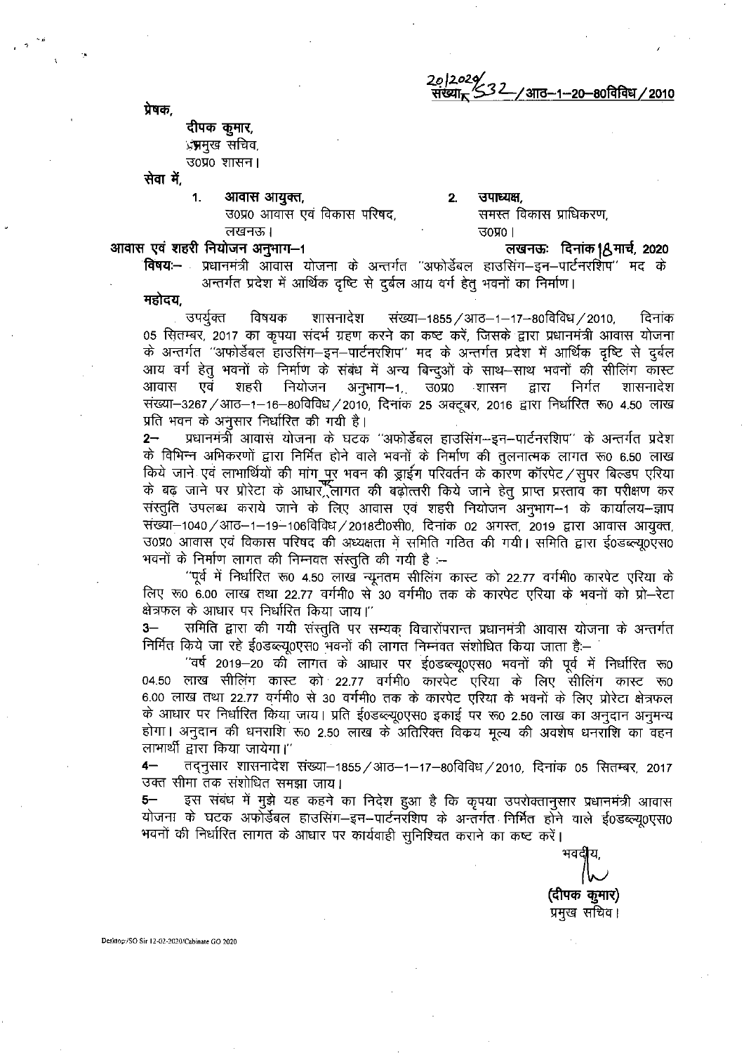20/2020/ संख्या-532/आठ-1-20-80विविध/2010

प्रेषक,

दीपक कुमार,
प्रमुख सचिव,
उ0प्र0 शासन।

सेवा में,

1. आवास आयुक्त,
उ0प्र0 आवास एवं विकास परिषद,
लखनऊ।

2. उपाध्यक्ष,
समस्त विकास प्राधिकरण,
उ0प्र0।

आवास एवं शहरी नियोजन अनुभाग-1 लखनऊः दिनांक 18 मार्च, 2020

**विषयः-** प्रधानमंत्री आवास योजना के अन्तर्गत "अफोर्डेबल हाउसिंग-इन-पार्टनरशिप" मद के अन्तर्गत प्रदेश में आर्थिक दृष्टि से दुर्बल आय वर्ग हेतु भवनों का निर्माण।

महोदय,

उपर्युक्त विषयक शासनादेश संख्या-1855/आठ-1-17-80विविध/2010, दिनांक 05 सितम्बर, 2017 का कृपया संदर्भ ग्रहण करने का कष्ट करें, जिसके द्वारा प्रधानमंत्री आवास योजना के अन्तर्गत "अफोर्डेबल हाउसिंग-इन-पार्टनरशिप" मद के अन्तर्गत प्रदेश में आर्थिक दृष्टि से दुर्बल आय वर्ग हेतु भवनों के निर्माण के संबंध में अन्य बिन्दुओं के साथ-साथ भवनों की सीलिंग कास्ट आवास एवं शहरी नियोजन अनुभाग-1, उ0प्र0 शासन द्वारा निर्गत शासनादेश संख्या-3267/आठ-1-16-80विविध/2010, दिनांक 25 अक्टूबर, 2016 द्वारा निर्धारित रू0 4.50 लाख प्रति भवन के अनुसार निर्धारित की गयी है।

2- प्रधानमंत्री आवास योजना के घटक "अफोर्डेबल हाउसिंग-इन-पार्टनरशिप" के अन्तर्गत प्रदेश के विभिन्न अभिकरणों द्वारा निर्मित होने वाले भवनों के निर्माण की तुलनात्मक लागत रू0 6.50 लाख किये जाने एवं लाभार्थियों की मांग पर भवन की ड्राईंग परिवर्तन के कारण कॉरपेट/सुपर बिल्डप एरिया के बढ़ जाने पर प्रोरेटा के आधार पर लागत की बढ़ोत्तरी किये जाने हेतु प्राप्त प्रस्ताव का परीक्षण कर संस्तुति उपलब्ध कराये जाने के लिए आवास एवं शहरी नियोजन अनुभाग-1 के कार्यालय-ज्ञाप संख्या-1040/आठ-1-19-106विविध/2018टी0सी0, दिनांक 02 अगस्त, 2019 द्वारा आवास आयुक्त, उ0प्र0 आवास एवं विकास परिषद की अध्यक्षता में समिति गठित की गयी। समिति द्वारा ई0डब्ल्यू0एस0 भवनों के निर्माण लागत की निम्नवत संस्तुति की गयी है :-

"पूर्व में निर्धारित रू0 4.50 लाख न्यूनतम सीलिंग कास्ट को 22.77 वर्गमी0 कारपेट एरिया के लिए रू0 6.00 लाख तथा 22.77 वर्गमी0 से 30 वर्गमी0 तक के कारपेट एरिया के भवनों को प्रो-रेटा क्षेत्रफल के आधार पर निर्धारित किया जाय।"

3- समिति द्वारा की गयी संस्तुति पर सम्यक् विचारोपरान्त प्रधानमंत्री आवास योजना के अन्तर्गत निर्मित किये जा रहे ई0डब्ल्यू0एस0 भवनों की लागत निम्नवत संशोधित किया जाता हैः-

"वर्ष 2019-20 की लागत के आधार पर ई0डब्ल्यू0एस0 भवनों की पूर्व में निर्धारित रू0 04.50 लाख सीलिंग कास्ट को 22.77 वर्गमी0 कारपेट एरिया के लिए सीलिंग कास्ट रू0 6.00 लाख तथा 22.77 वर्गमी0 से 30 वर्गमी0 तक के कारपेट एरिया के भवनों के लिए प्रोरेटा क्षेत्रफल के आधार पर निर्धारित किया जाय। प्रति ई0डब्ल्यू0एस0 इकाई पर रू0 2.50 लाख का अनुदान अनुमन्य होगा। अनुदान की धनराशि रू0 2.50 लाख के अतिरिक्त विक्रय मूल्य की अवशेष धनराशि का वहन लाभार्थी द्वारा किया जायेगा।"

4- तद्नुसार शासनादेश संख्या-1855/आठ-1-17-80विविध/2010, दिनांक 05 सितम्बर, 2017 उक्त सीमा तक संशोधित समझा जाय।

5- इस संबंध में मुझे यह कहने का निदेश हुआ है कि कृपया उपरोक्तानुसार प्रधानमंत्री आवास योजना के घटक अफोर्डेबल हाउसिंग-इन-पार्टनरशिप के अन्तर्गत निर्मित होने वाले ई0डब्ल्यू0एस0 भवनों की निर्धारित लागत के आधार पर कार्यवाही सुनिश्चित कराने का कष्ट करें।

भवदीय,

(दीपक कुमार)
प्रमुख सचिव।

Desktop/SO Sir 12-02-2020/Cabinate GO 2020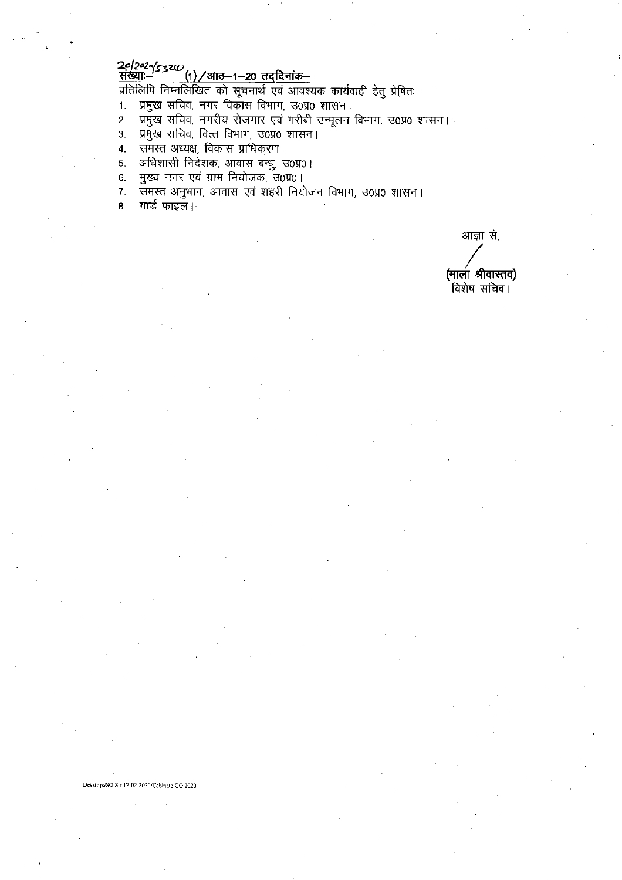संख्याः– 20/2020/532(1)/आठ–1–20 तद्दिनांक–

प्रतिलिपि निम्नलिखित को सूचनार्थ एवं आवश्यक कार्यवाही हेतु प्रेषितः–

1. प्रमुख सचिव, नगर विकास विभाग, उ0प्र0 शासन।
2. प्रमुख सचिव, नगरीय रोजगार एवं गरीबी उन्मूलन विभाग, उ0प्र0 शासन।
3. प्रमुख सचिव, वित्त विभाग, उ0प्र0 शासन।
4. समस्त अध्यक्ष, विकास प्राधिकरण।
5. अधिशासी निदेशक, आवास बन्धु, उ0प्र0।
6. मुख्य नगर एवं ग्राम नियोजक, उ0प्र0।
7. समस्त अनुभाग, आवास एवं शहरी नियोजन विभाग, उ0प्र0 शासन।
8. गार्ड फाइल।

आज्ञा से,

**(माला श्रीवास्तव)**
विशेष सचिव।

Desktop:/SO Sir 12-02-2020/Cabinate GO 2020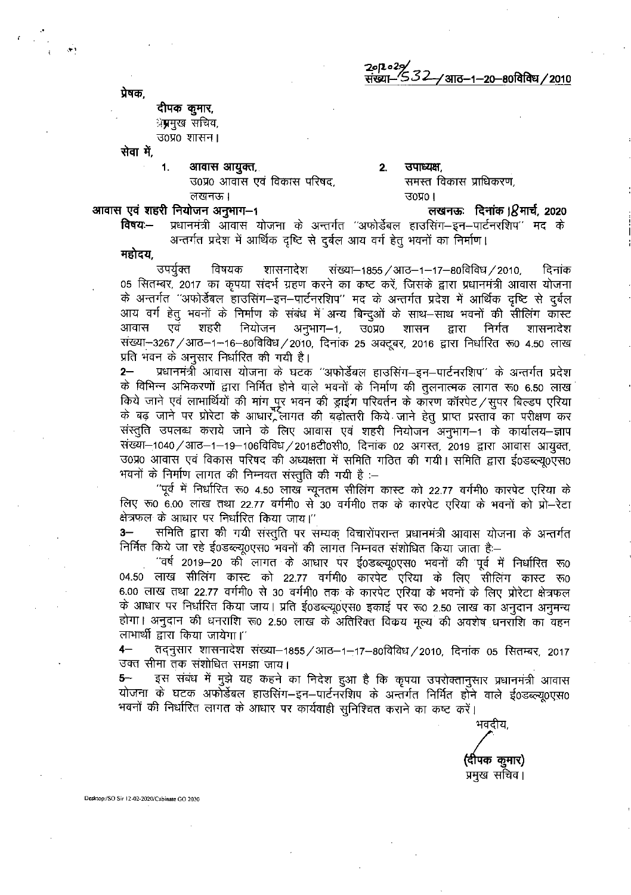2012029/
संख्या–532/आठ–1–20–80विविध/2010

प्रेषक,

दीपक कुमार,
प्रमुख सचिव,
उ0प्र0 शासन।

सेवा में,

1. आवास आयुक्त,
उ0प्र0 आवास एवं विकास परिषद,
लखनऊ।

2. उपाध्यक्ष,
समस्त विकास प्राधिकरण,
उ0प्र0।

आवास एवं शहरी नियोजन अनुभाग–1 लखनऊः दिनांक 18 मार्च, 2020

**विषयः–** प्रधानमंत्री आवास योजना के अन्तर्गत "अफोर्डेबल हाउसिंग–इन–पार्टनरशिप" मद के अन्तर्गत प्रदेश में आर्थिक दृष्टि से दुर्बल आय वर्ग हेतु भवनों का निर्माण।

महोदय,

उपर्युक्त विषयक शासनादेश संख्या–1855/आठ–1–17–80विविध/2010, दिनांक 05 सितम्बर, 2017 का कृपया संदर्भ ग्रहण करने का कष्ट करें, जिसके द्वारा प्रधानमंत्री आवास योजना के अन्तर्गत "अफोर्डेबल हाउसिंग–इन–पार्टनरशिप" मद के अन्तर्गत प्रदेश में आर्थिक दृष्टि से दुर्बल आय वर्ग हेतु भवनों के निर्माण के संबंध में अन्य बिन्दुओं के साथ–साथ भवनों की सीलिंग कास्ट आवास एवं शहरी नियोजन अनुभाग–1, उ0प्र0 शासन द्वारा निर्गत शासनादेश संख्या–3267/आठ–1–16–80विविध/2010, दिनांक 25 अक्टूबर, 2016 द्वारा निर्धारित रू0 4.50 लाख प्रति भवन के अनुसार निर्धारित की गयी है।

2– प्रधानमंत्री आवास योजना के घटक "अफोर्डेबल हाउसिंग–इन–पार्टनरशिप" के अन्तर्गत प्रदेश के विभिन्न अभिकरणों द्वारा निर्मित होने वाले भवनों के निर्माण की तुलनात्मक लागत रू0 6.50 लाख किये जाने एवं लाभार्थियों की मांग पर भवन की ड्राईंग परिवर्तन के कारण कॉरपेट/सुपर बिल्टप एरिया के बढ़ जाने पर प्रोरेटा के आधार पर लागत की बढ़ोत्तरी किये जाने हेतु प्राप्त प्रस्ताव का परीक्षण कर संस्तुति उपलब्ध कराये जाने के लिए आवास एवं शहरी नियोजन अनुभाग–1 के कार्यालय–ज्ञाप संख्या–1040/आठ–1–19–106विविध/2018टी0सी0, दिनांक 02 अगस्त, 2019 द्वारा आवास आयुक्त, उ0प्र0 आवास एवं विकास परिषद की अध्यक्षता में समिति गठित की गयी। समिति द्वारा ई0डब्ल्यू0एस0 भवनों के निर्माण लागत की निम्नवत संस्तुति की गयी है :–

"पूर्व में निर्धारित रू0 4.50 लाख न्यूनतम सीलिंग कास्ट को 22.77 वर्गमी0 कारपेट एरिया के लिए रू0 6.00 लाख तथा 22.77 वर्गमी0 से 30 वर्गमी0 तक के कारपेट एरिया के भवनों को प्रो–रेटा क्षेत्रफल के आधार पर निर्धारित किया जाय।"

3– समिति द्वारा की गयी संस्तुति पर सम्यक् विचारोपरान्त प्रधानमंत्री आवास योजना के अन्तर्गत निर्मित किये जा रहे ई0डब्ल्यू0एस0 भवनों की लागत निम्नवत संशोधित किया जाता है:–

"वर्ष 2019–20 की लागत के आधार पर ई0डब्ल्यू0एस0 भवनों की पूर्व में निर्धारित रू0 04.50 लाख सीलिंग कास्ट को 22.77 वर्गमी0 कारपेट एरिया के लिए सीलिंग कास्ट रू0 6.00 लाख तथा 22.77 वर्गमी0 से 30 वर्गमी0 तक के कारपेट एरिया के भवनों के लिए प्रोरेटा क्षेत्रफल के आधार पर निर्धारित किया जाय। प्रति ई0डब्ल्यू0एस0 इकाई पर रू0 2.50 लाख का अनुदान अनुमन्य होगा। अनुदान की धनराशि रू0 2.50 लाख के अतिरिक्त विक्रय मूल्य की अवशेष धनराशि का वहन लाभार्थी द्वारा किया जायेगा।"

4– तदनुसार शासनादेश संख्या–1855/आठ–1–17–80विविध/2010, दिनांक 05 सितम्बर, 2017 उक्त सीमा तक संशोधित समझा जाय।

5– इस संबंध में मुझे यह कहने का निदेश हुआ है कि कृपया उपरोक्तानुसार प्रधानमंत्री आवास योजना के घटक अफोर्डेबल हाउसिंग–इन–पार्टनरशिप के अन्तर्गत निर्मित होने वाले ई0डब्ल्यू0एस0 भवनों की निर्धारित लागत के आधार पर कार्यवाही सुनिश्चित कराने का कष्ट करें।

भवदीय,

(दीपक कुमार)
प्रमुख सचिव।

Desktop:/SO Sir 12-02-2020/Cabinate GO 2020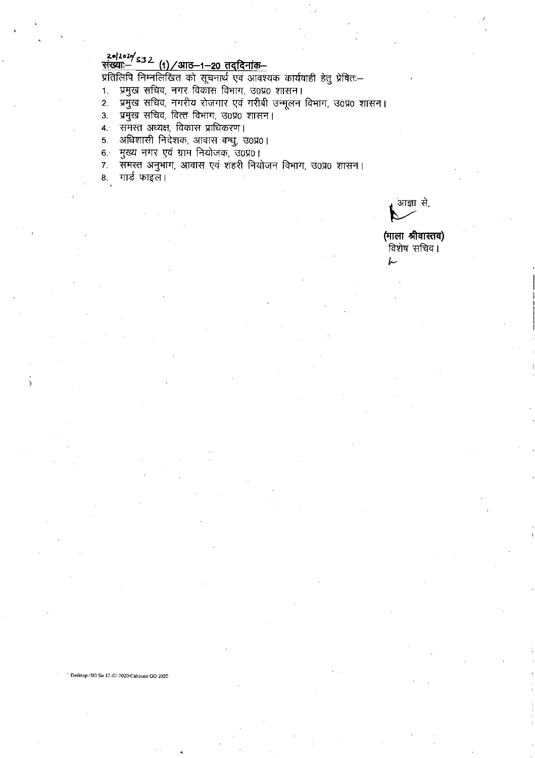संख्या:– 20/2020/532 (1)/आठ–1–20 तद्दिनांक–

प्रतिलिपि निम्नलिखित को सूचनार्थ एवं आवश्यक कार्यवाही हेतु प्रेषितः–

1. प्रमुख सचिव, नगर विकास विभाग, उ0प्र0 शासन।
2. प्रमुख सचिव, नगरीय रोजगार एवं गरीबी उन्मूलन विभाग, उ0प्र0 शासन।
3. प्रमुख सचिव, वित्त विभाग, उ0प्र0 शासन।
4. समस्त अध्यक्ष, विकास प्राधिकरण।
5. अधिशासी निदेशक, आवास बन्धु, उ0प्र0।
6. मुख्य नगर एवं ग्राम नियोजक, उ0प्र0।
7. समस्त अनुभाग, आवास एवं शहरी नियोजन विभाग, उ0प्र0 शासन।
8. गार्ड फाइल।

आज्ञा से,

**(माला श्रीवास्तव)**
विशेष सचिव।

Desktop:/SO Sir 12-02-2020/Cabinate GO 2020